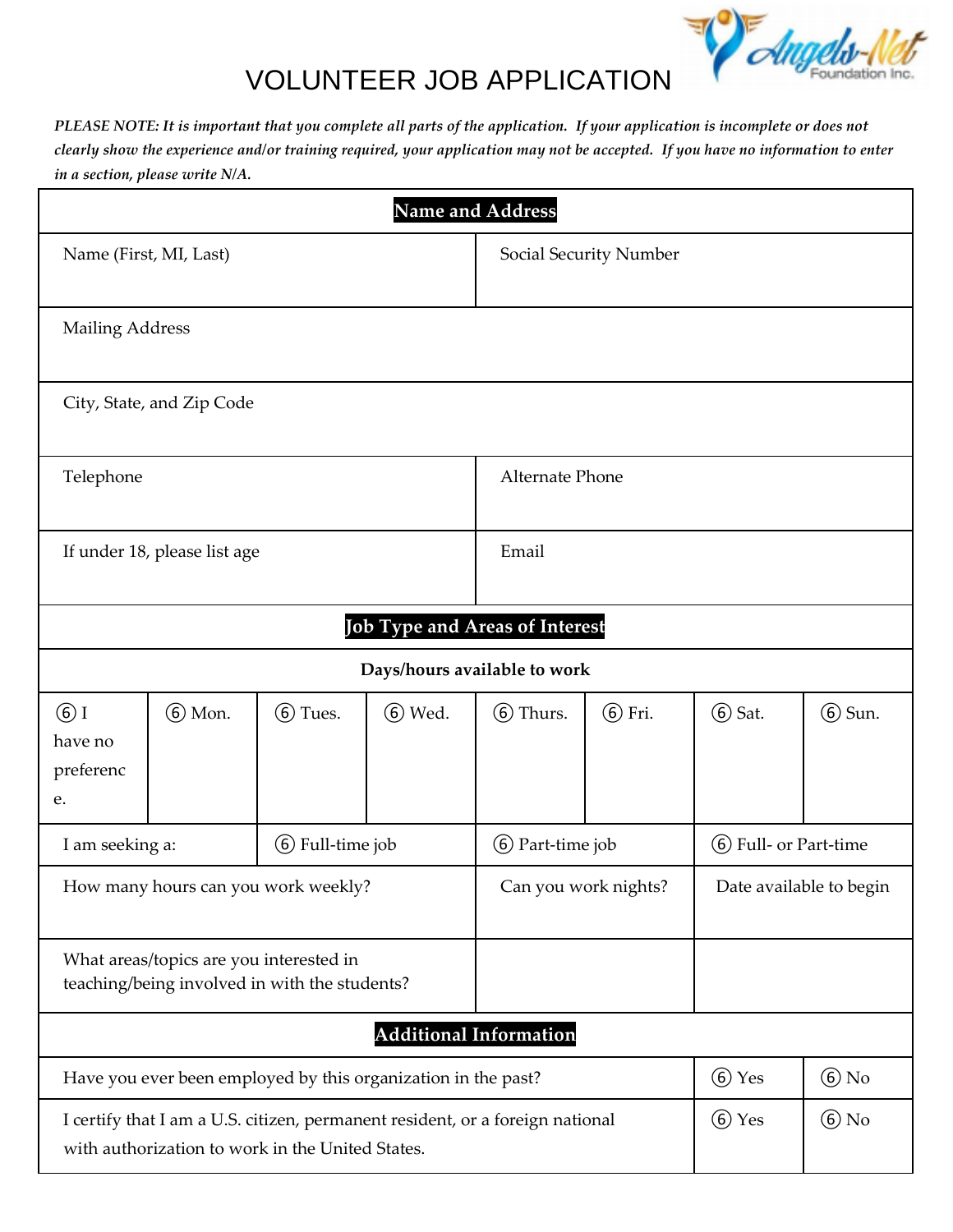# VOLUNTEER JOB APPLICATION

*PLEASE NOTE: It is important that you complete all parts of the application. If your application is incomplete or does not clearly show the experience and/or training required, your application may not be accepted. If you have no information to enter in a section, please write N/A.*

| **Name and Address** | | | | | | | |
|---|---|---|---|---|---|---|---|
| Name (First, MI, Last) | | | | Social Security Number | | | |
| Mailing Address | | | | | | | |
| City, State, and Zip Code | | | | | | | |
| Telephone | | | | Alternate Phone | | | |
| If under 18, please list age | | | | Email | | | |
| **Job Type and Areas of Interest** | | | | | | | |
| **Days/hours available to work** | | | | | | | |
| ⑥ I have no preference. | ⑥ Mon. | ⑥ Tues. | ⑥ Wed. | ⑥ Thurs. | ⑥ Fri. | ⑥ Sat. | ⑥ Sun. |
| I am seeking a: | | ⑥ Full-time job | | ⑥ Part-time job | | ⑥ Full- or Part-time | |
| How many hours can you work weekly? | | | | Can you work nights? | | Date available to begin | |
| What areas/topics are you interested in teaching/being involved in with the students? | | | | | | | |
| **Additional Information** | | | | | | | |
| Have you ever been employed by this organization in the past? | | | | | | ⑥ Yes | ⑥ No |
| I certify that I am a U.S. citizen, permanent resident, or a foreign national with authorization to work in the United States. | | | | | | ⑥ Yes | ⑥ No |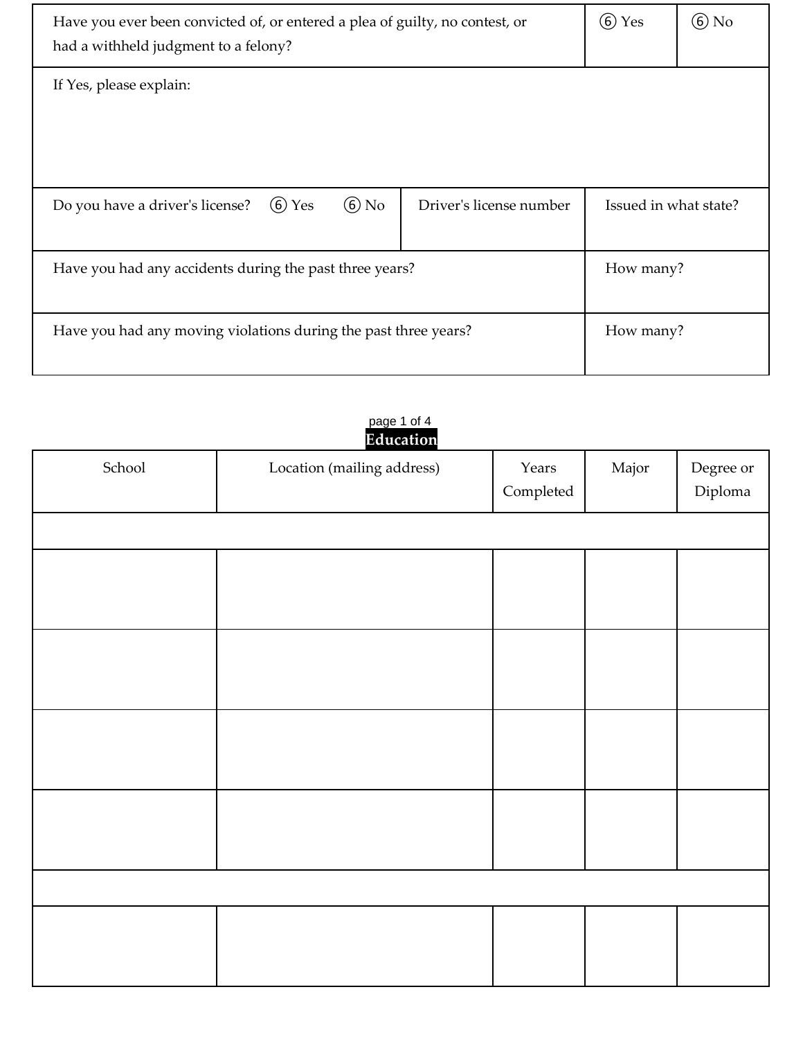| Have you ever been convicted of, or entered a plea of guilty, no contest, or had a withheld judgment to a felony? | | ⑥ Yes | ⑥ No |
|---|---|---|---|
| If Yes, please explain: | | | |
| Do you have a driver's license? ⑥ Yes ⑥ No | Driver's license number | Issued in what state? | |
| Have you had any accidents during the past three years? | | How many? | |
| Have you had any moving violations during the past three years? | | How many? | |

## Education

| School | Location (mailing address) | Years Completed | Major | Degree or Diploma |
|---|---|---|---|---|
| | | | | |
| | | | | |
| | | | | |
| | | | | |
| | | | | |
| | | | | |
| | | | | |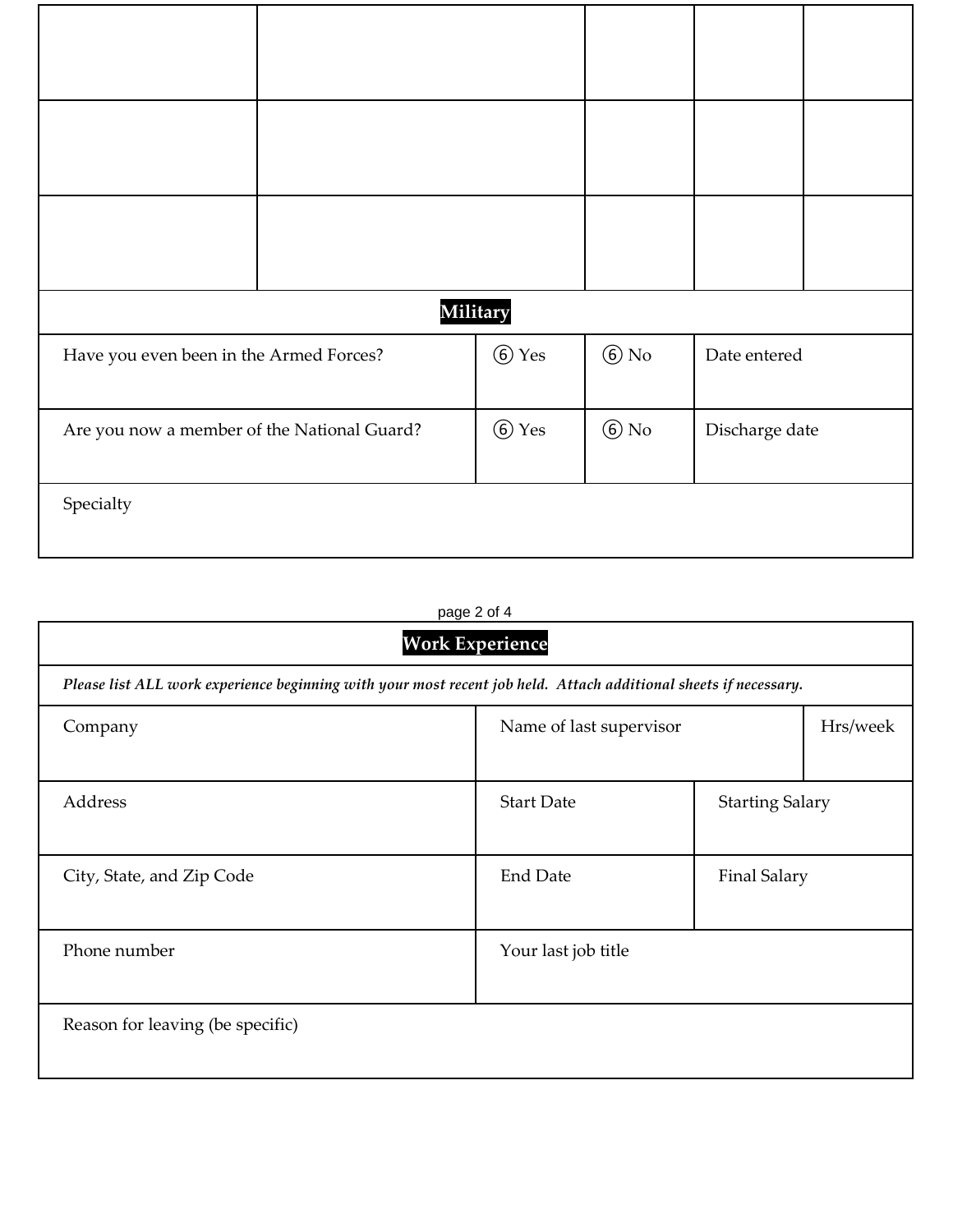| | | | | |
|---|---|---|---|---|
| | | | | |
| | | | | |
| | | | | |

## Military

| | | | |
|---|---|---|---|
| Have you even been in the Armed Forces? | ⑥ Yes | ⑥ No | Date entered |
| Are you now a member of the National Guard? | ⑥ Yes | ⑥ No | Discharge date |
| Specialty | | | |

## Work Experience

***Please list ALL work experience beginning with your most recent job held. Attach additional sheets if necessary.***

| | | | |
|---|---|---|---|
| Company | Name of last supervisor | | Hrs/week |
| Address | Start Date | Starting Salary | |
| City, State, and Zip Code | End Date | Final Salary | |
| Phone number | Your last job title | | |
| Reason for leaving (be specific) | | | |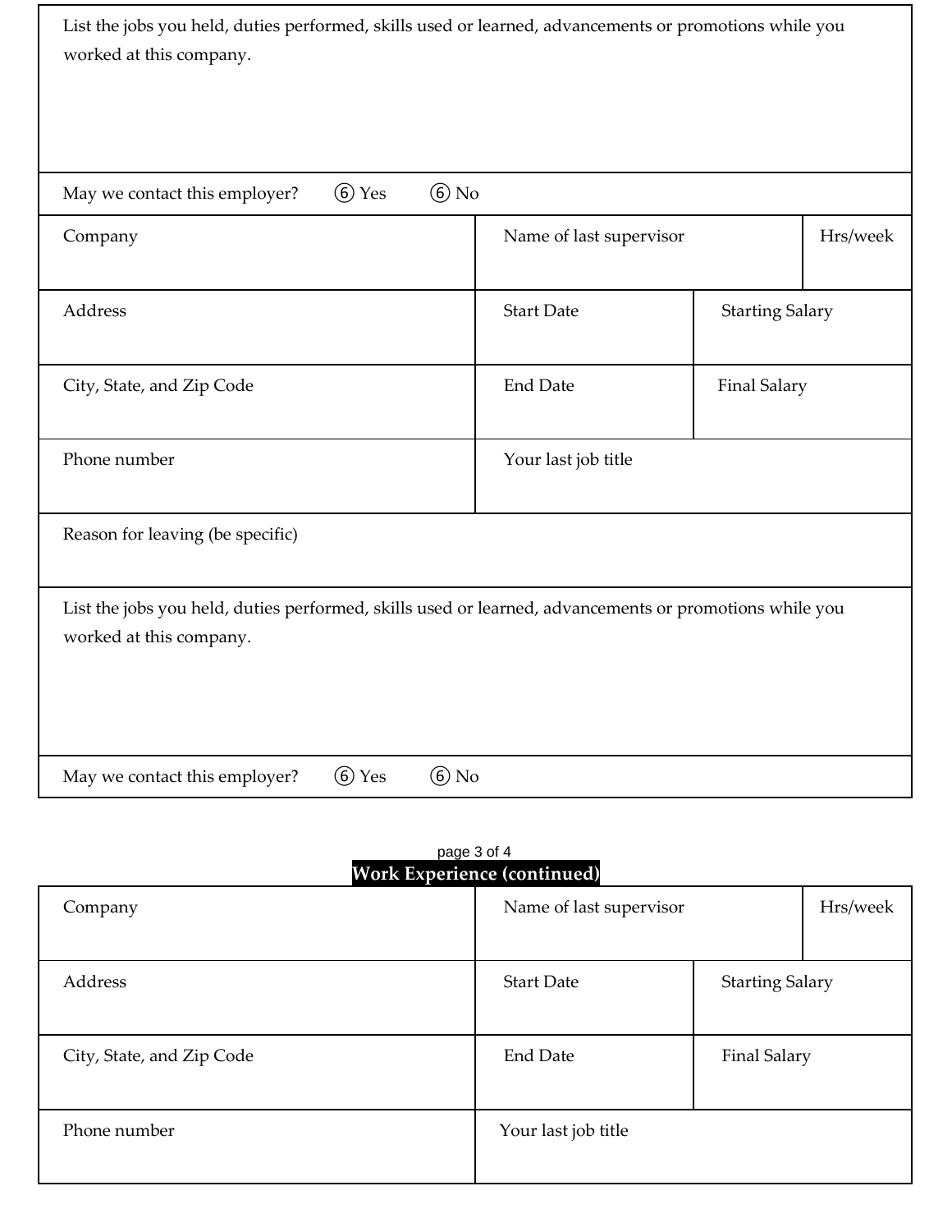| List the jobs you held, duties performed, skills used or learned, advancements or promotions while you worked at this company. | | |
|---|---|---|
| May we contact this employer? ⑥ Yes ⑥ No | | |

| Company | Name of last supervisor | | Hrs/week |
|---|---|---|---|
| Address | Start Date | Starting Salary | |
| City, State, and Zip Code | End Date | Final Salary | |
| Phone number | Your last job title | | |
| Reason for leaving (be specific) | | | |
| List the jobs you held, duties performed, skills used or learned, advancements or promotions while you worked at this company. | | | |
| May we contact this employer? ⑥ Yes ⑥ No | | | |

## Work Experience (continued)

| Company | Name of last supervisor | | Hrs/week |
|---|---|---|---|
| Address | Start Date | Starting Salary | |
| City, State, and Zip Code | End Date | Final Salary | |
| Phone number | Your last job title | | |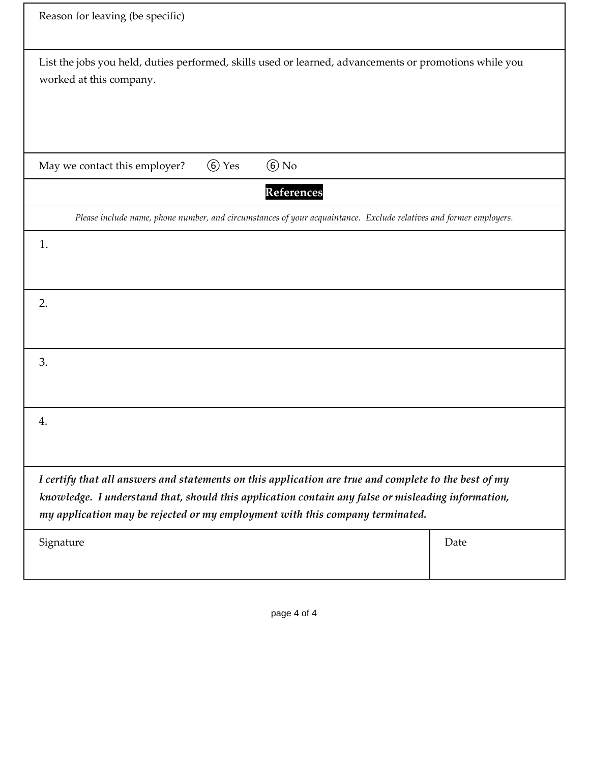| |
|---|
| Reason for leaving (be specific) |
| List the jobs you held, duties performed, skills used or learned, advancements or promotions while you worked at this company. |
| May we contact this employer? ⑥ Yes ⑥ No |

## References

*Please include name, phone number, and circumstances of your acquaintance. Exclude relatives and former employers.*

1.

2.

3.

4.

***I certify that all answers and statements on this application are true and complete to the best of my knowledge. I understand that, should this application contain any false or misleading information, my application may be rejected or my employment with this company terminated.***

| Signature | Date |
|---|---|
| | |